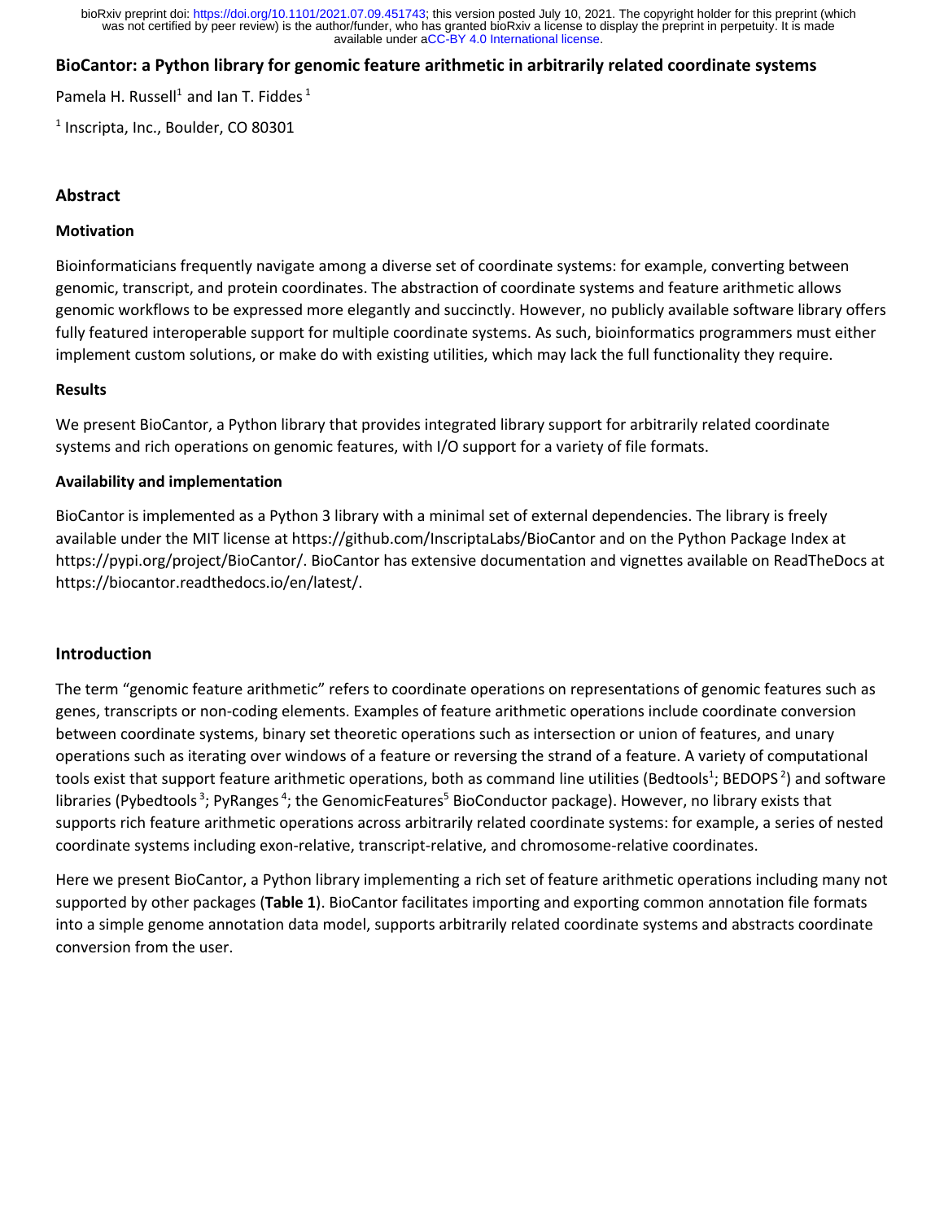# BioCantor: a Python library for genomic feature arithmetic in arbitrarily related coordinate systems

Pamela H. Russell[1] and Ian T. Fiddes[1]

[1] Inscripta, Inc., Boulder, CO 80301

## Abstract

### Motivation

Bioinformaticians frequently navigate among a diverse set of coordinate systems: for example, converting between genomic, transcript, and protein coordinates. The abstraction of coordinate systems and feature arithmetic allows genomic workflows to be expressed more elegantly and succinctly. However, no publicly available software library offers fully featured interoperable support for multiple coordinate systems. As such, bioinformatics programmers must either implement custom solutions, or make do with existing utilities, which may lack the full functionality they require.

### Results

We present BioCantor, a Python library that provides integrated library support for arbitrarily related coordinate systems and rich operations on genomic features, with I/O support for a variety of file formats.

### Availability and implementation

BioCantor is implemented as a Python 3 library with a minimal set of external dependencies. The library is freely available under the MIT license at https://github.com/InscriptaLabs/BioCantor and on the Python Package Index at https://pypi.org/project/BioCantor/. BioCantor has extensive documentation and vignettes available on ReadTheDocs at https://biocantor.readthedocs.io/en/latest/.

## Introduction

The term "genomic feature arithmetic" refers to coordinate operations on representations of genomic features such as genes, transcripts or non-coding elements. Examples of feature arithmetic operations include coordinate conversion between coordinate systems, binary set theoretic operations such as intersection or union of features, and unary operations such as iterating over windows of a feature or reversing the strand of a feature. A variety of computational tools exist that support feature arithmetic operations, both as command line utilities (Bedtools[1]; BEDOPS[2]) and software libraries (Pybedtools[3]; PyRanges[4]; the GenomicFeatures[5] BioConductor package). However, no library exists that supports rich feature arithmetic operations across arbitrarily related coordinate systems: for example, a series of nested coordinate systems including exon-relative, transcript-relative, and chromosome-relative coordinates.

Here we present BioCantor, a Python library implementing a rich set of feature arithmetic operations including many not supported by other packages (**Table 1**). BioCantor facilitates importing and exporting common annotation file formats into a simple genome annotation data model, supports arbitrarily related coordinate systems and abstracts coordinate conversion from the user.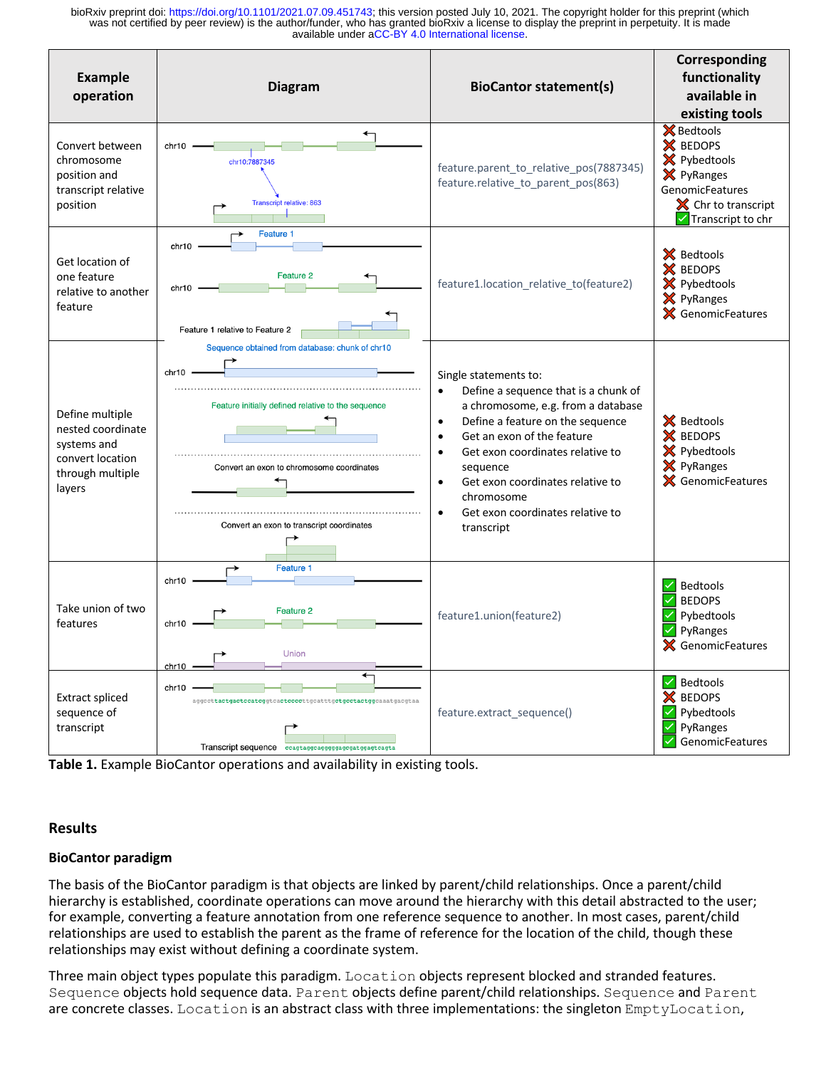| Example operation | Diagram | BioCantor statement(s) | Corresponding functionality available in existing tools |
|---|---|---|---|
| Convert between chromosome position and transcript relative position | chr10; chr10:7887345; Transcript relative: 863 | feature.parent_to_relative_pos(7887345) feature.relative_to_parent_pos(863) | ❌ Bedtools ❌ BEDOPS ❌ Pybedtools ❌ PyRanges GenomicFeatures ❌ Chr to transcript ✅ Transcript to chr |
| Get location of one feature relative to another feature | chr10 Feature 1; chr10 Feature 2; Feature 1 relative to Feature 2 | feature1.location_relative_to(feature2) | ❌ Bedtools ❌ BEDOPS ❌ Pybedtools ❌ PyRanges ❌ GenomicFeatures |
| Define multiple nested coordinate systems and convert location through multiple layers | Sequence obtained from database: chunk of chr10; chr10; Feature initially defined relative to the sequence; Convert an exon to chromosome coordinates; Convert an exon to transcript coordinates | Single statements to: <br>• Define a sequence that is a chunk of a chromosome, e.g. from a database <br>• Define a feature on the sequence <br>• Get an exon of the feature <br>• Get exon coordinates relative to sequence <br>• Get exon coordinates relative to chromosome <br>• Get exon coordinates relative to transcript | ❌ Bedtools ❌ BEDOPS ❌ Pybedtools ❌ PyRanges ❌ GenomicFeatures |
| Take union of two features | chr10 Feature 1; chr10 Feature 2; chr10 Union | feature1.union(feature2) | ✅ Bedtools ✅ BEDOPS ✅ Pybedtools ✅ PyRanges ❌ GenomicFeatures |
| Extract spliced sequence of transcript | chr10 aggccttactgactccatcggtcactccccttgcatttgctgcctactggcaaatgacgtaa; Transcript sequence ccagtaggcaggggggagcgatggagtcagta | feature.extract_sequence() | ✅ Bedtools ❌ BEDOPS ✅ Pybedtools ✅ PyRanges ✅ GenomicFeatures |

**Table 1.** Example BioCantor operations and availability in existing tools.

## Results

### BioCantor paradigm

The basis of the BioCantor paradigm is that objects are linked by parent/child relationships. Once a parent/child hierarchy is established, coordinate operations can move around the hierarchy with this detail abstracted to the user; for example, converting a feature annotation from one reference sequence to another. In most cases, parent/child relationships are used to establish the parent as the frame of reference for the location of the child, though these relationships may exist without defining a coordinate system.

Three main object types populate this paradigm. `Location` objects represent blocked and stranded features. `Sequence` objects hold sequence data. `Parent` objects define parent/child relationships. `Sequence` and `Parent` are concrete classes. `Location` is an abstract class with three implementations: the singleton `EmptyLocation`,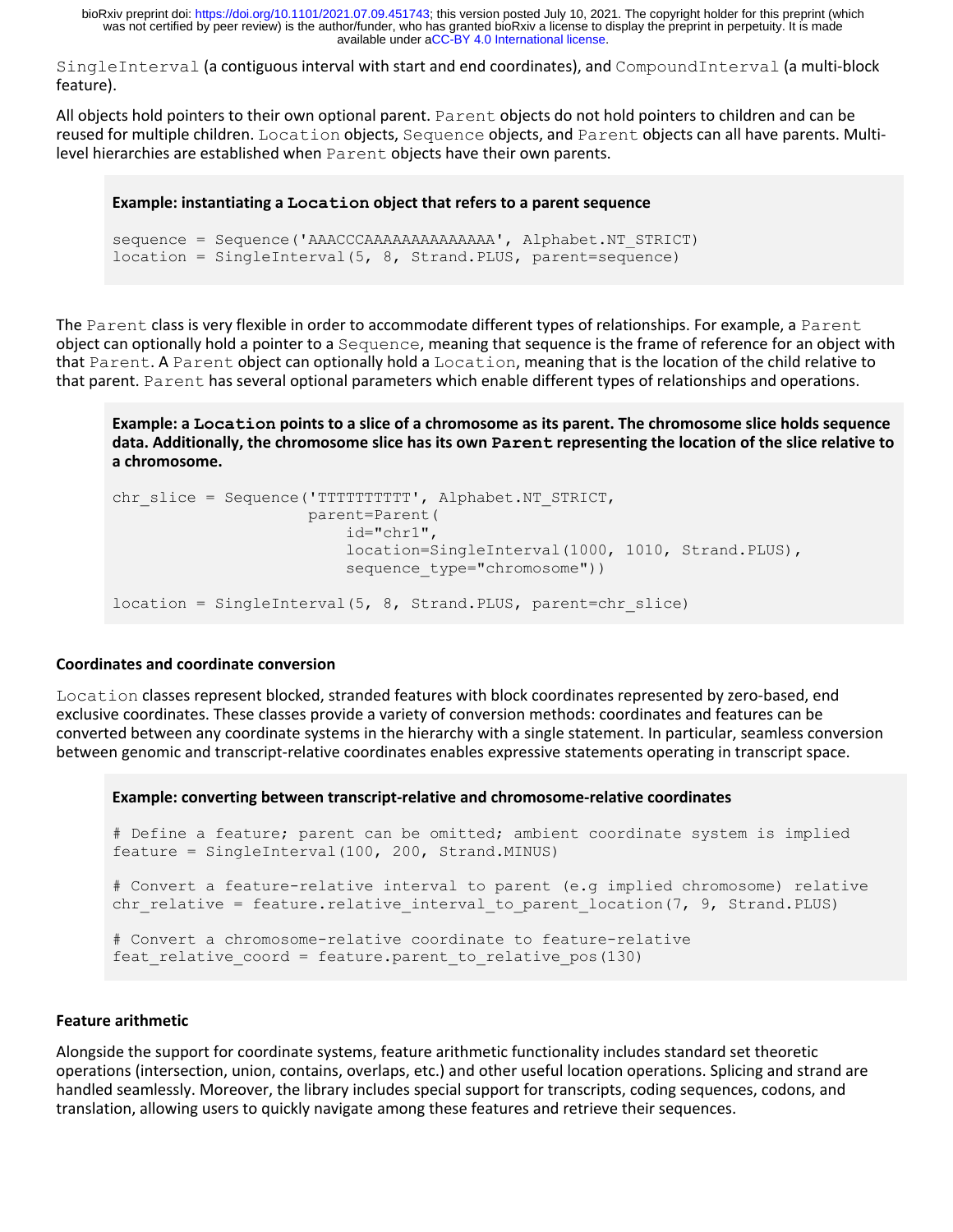`SingleInterval` (a contiguous interval with start and end coordinates), and `CompoundInterval` (a multi-block feature).

All objects hold pointers to their own optional parent. `Parent` objects do not hold pointers to children and can be reused for multiple children. `Location` objects, `Sequence` objects, and `Parent` objects can all have parents. Multi-level hierarchies are established when `Parent` objects have their own parents.

**Example: instantiating a `Location` object that refers to a parent sequence**

```
sequence = Sequence('AAACCCAAAAAAAAAAAAAA', Alphabet.NT_STRICT)
location = SingleInterval(5, 8, Strand.PLUS, parent=sequence)
```

The `Parent` class is very flexible in order to accommodate different types of relationships. For example, a `Parent` object can optionally hold a pointer to a `Sequence`, meaning that sequence is the frame of reference for an object with that `Parent`. A `Parent` object can optionally hold a `Location`, meaning that is the location of the child relative to that parent. `Parent` has several optional parameters which enable different types of relationships and operations.

**Example: a `Location` points to a slice of a chromosome as its parent. The chromosome slice holds sequence data. Additionally, the chromosome slice has its own `Parent` representing the location of the slice relative to a chromosome.**

```
chr_slice = Sequence('TTTTTTTTTT', Alphabet.NT_STRICT,
                     parent=Parent(
                         id="chr1",
                         location=SingleInterval(1000, 1010, Strand.PLUS),
                         sequence_type="chromosome"))

location = SingleInterval(5, 8, Strand.PLUS, parent=chr_slice)
```

### Coordinates and coordinate conversion

`Location` classes represent blocked, stranded features with block coordinates represented by zero-based, end exclusive coordinates. These classes provide a variety of conversion methods: coordinates and features can be converted between any coordinate systems in the hierarchy with a single statement. In particular, seamless conversion between genomic and transcript-relative coordinates enables expressive statements operating in transcript space.

**Example: converting between transcript-relative and chromosome-relative coordinates**

```
# Define a feature; parent can be omitted; ambient coordinate system is implied
feature = SingleInterval(100, 200, Strand.MINUS)

# Convert a feature-relative interval to parent (e.g implied chromosome) relative
chr_relative = feature.relative_interval_to_parent_location(7, 9, Strand.PLUS)

# Convert a chromosome-relative coordinate to feature-relative
feat_relative_coord = feature.parent_to_relative_pos(130)
```

### Feature arithmetic

Alongside the support for coordinate systems, feature arithmetic functionality includes standard set theoretic operations (intersection, union, contains, overlaps, etc.) and other useful location operations. Splicing and strand are handled seamlessly. Moreover, the library includes special support for transcripts, coding sequences, codons, and translation, allowing users to quickly navigate among these features and retrieve their sequences.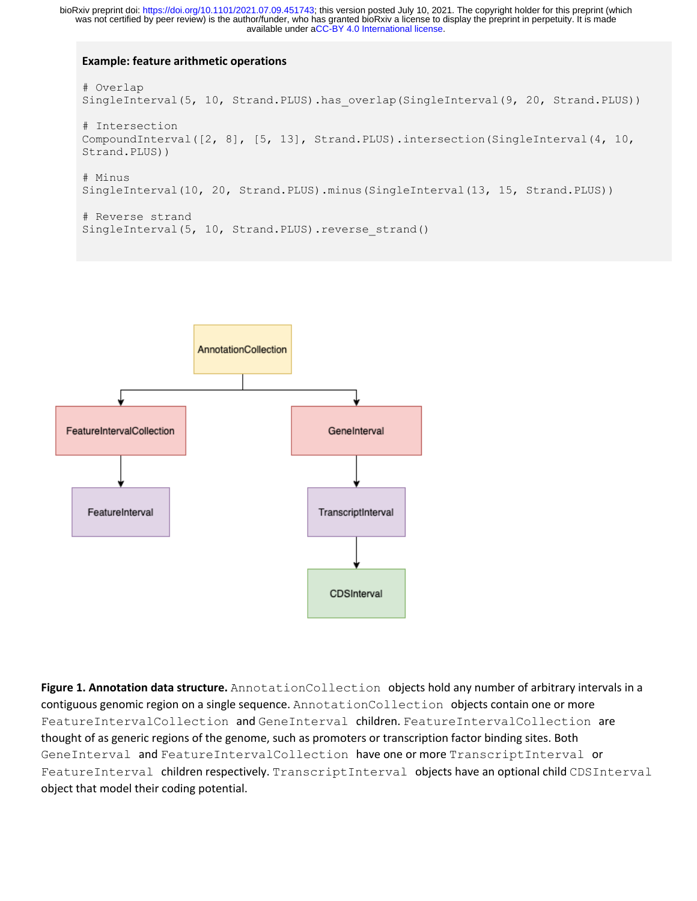**Example: feature arithmetic operations**

```
# Overlap
SingleInterval(5, 10, Strand.PLUS).has_overlap(SingleInterval(9, 20, Strand.PLUS))

# Intersection
CompoundInterval([2, 8], [5, 13], Strand.PLUS).intersection(SingleInterval(4, 10,
Strand.PLUS))

# Minus
SingleInterval(10, 20, Strand.PLUS).minus(SingleInterval(13, 15, Strand.PLUS))

# Reverse strand
SingleInterval(5, 10, Strand.PLUS).reverse_strand()
```

**Figure 1. Annotation data structure.** `AnnotationCollection` objects hold any number of arbitrary intervals in a contiguous genomic region on a single sequence. `AnnotationCollection` objects contain one or more `FeatureIntervalCollection` and `GeneInterval` children. `FeatureIntervalCollection` are thought of as generic regions of the genome, such as promoters or transcription factor binding sites. Both `GeneInterval` and `FeatureIntervalCollection` have one or more `TranscriptInterval` or `FeatureInterval` children respectively. `TranscriptInterval` objects have an optional child `CDSInterval` object that model their coding potential.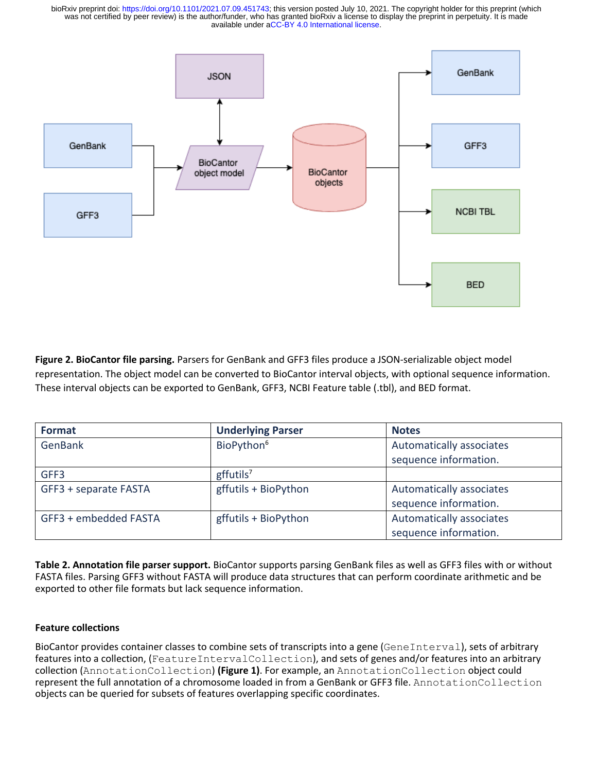**Figure 2. BioCantor file parsing.** Parsers for GenBank and GFF3 files produce a JSON-serializable object model representation. The object model can be converted to BioCantor interval objects, with optional sequence information. These interval objects can be exported to GenBank, GFF3, NCBI Feature table (.tbl), and BED format.

| Format | Underlying Parser | Notes |
| --- | --- | --- |
| GenBank | BioPython[6] | Automatically associates sequence information. |
| GFF3 | gffutils[7] | |
| GFF3 + separate FASTA | gffutils + BioPython | Automatically associates sequence information. |
| GFF3 + embedded FASTA | gffutils + BioPython | Automatically associates sequence information. |

**Table 2. Annotation file parser support.** BioCantor supports parsing GenBank files as well as GFF3 files with or without FASTA files. Parsing GFF3 without FASTA will produce data structures that can perform coordinate arithmetic and be exported to other file formats but lack sequence information.

#### Feature collections

BioCantor provides container classes to combine sets of transcripts into a gene (`GeneInterval`), sets of arbitrary features into a collection, (`FeatureIntervalCollection`), and sets of genes and/or features into an arbitrary collection (`AnnotationCollection`) **(Figure 1)**. For example, an `AnnotationCollection` object could represent the full annotation of a chromosome loaded in from a GenBank or GFF3 file. `AnnotationCollection` objects can be queried for subsets of features overlapping specific coordinates.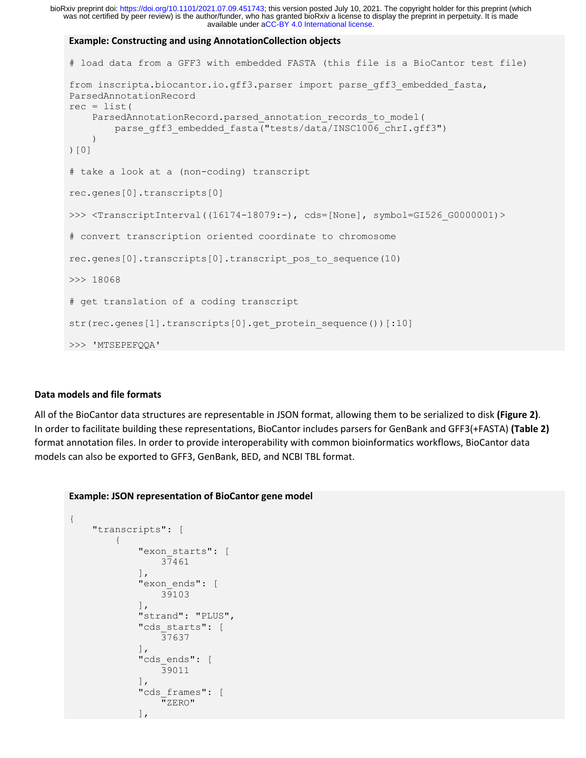**Example: Constructing and using AnnotationCollection objects**

```
# load data from a GFF3 with embedded FASTA (this file is a BioCantor test file)

from inscripta.biocantor.io.gff3.parser import parse_gff3_embedded_fasta,
ParsedAnnotationRecord
rec = list(
    ParsedAnnotationRecord.parsed_annotation_records_to_model(
        parse_gff3_embedded_fasta("tests/data/INSC1006_chrI.gff3")
    )
)[0]

# take a look at a (non-coding) transcript

rec.genes[0].transcripts[0]

>>> <TranscriptInterval((16174-18079:-), cds=[None], symbol=GI526_G0000001)>

# convert transcription oriented coordinate to chromosome

rec.genes[0].transcripts[0].transcript_pos_to_sequence(10)

>>> 18068

# get translation of a coding transcript

str(rec.genes[1].transcripts[0].get_protein_sequence())[:10]

>>> 'MTSEPEFQQA'
```

### Data models and file formats

All of the BioCantor data structures are representable in JSON format, allowing them to be serialized to disk **(Figure 2)**. In order to facilitate building these representations, BioCantor includes parsers for GenBank and GFF3(+FASTA) **(Table 2)** format annotation files. In order to provide interoperability with common bioinformatics workflows, BioCantor data models can also be exported to GFF3, GenBank, BED, and NCBI TBL format.

**Example: JSON representation of BioCantor gene model**

```
{
    "transcripts": [
        {
            "exon_starts": [
                37461
            ],
            "exon_ends": [
                39103
            ],
            "strand": "PLUS",
            "cds_starts": [
                37637
            ],
            "cds_ends": [
                39011
            ],
            "cds_frames": [
                "ZERO"
            ],
```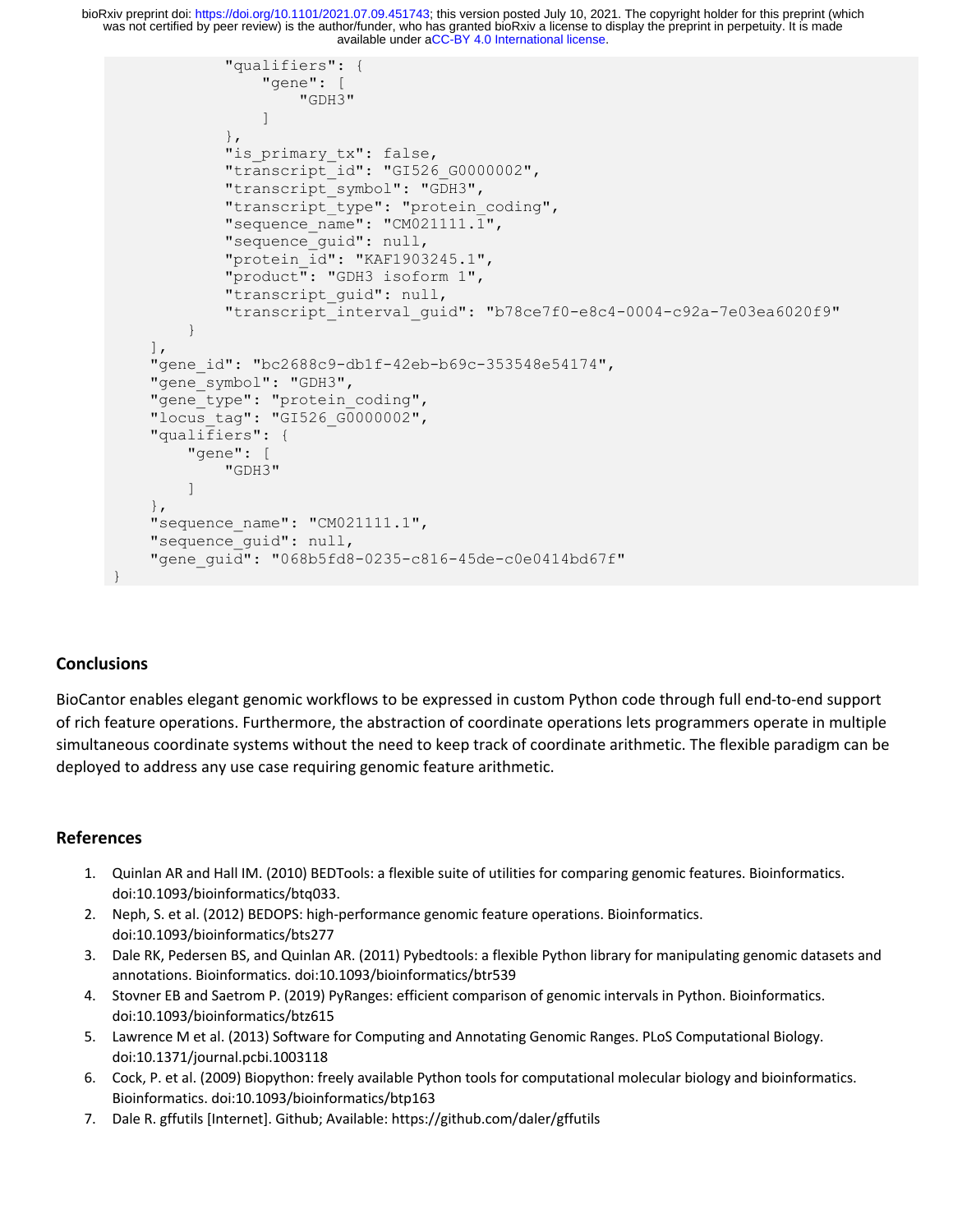```
            "qualifiers": {
                "gene": [
                    "GDH3"
                ]
            },
            "is_primary_tx": false,
            "transcript_id": "GI526_G0000002",
            "transcript_symbol": "GDH3",
            "transcript_type": "protein_coding",
            "sequence_name": "CM021111.1",
            "sequence_guid": null,
            "protein_id": "KAF1903245.1",
            "product": "GDH3 isoform 1",
            "transcript_guid": null,
            "transcript_interval_guid": "b78ce7f0-e8c4-0004-c92a-7e03ea6020f9"
        }
    ],
    "gene_id": "bc2688c9-db1f-42eb-b69c-353548e54174",
    "gene_symbol": "GDH3",
    "gene_type": "protein_coding",
    "locus_tag": "GI526_G0000002",
    "qualifiers": {
        "gene": [
            "GDH3"
        ]
    },
    "sequence_name": "CM021111.1",
    "sequence_guid": null,
    "gene_guid": "068b5fd8-0235-c816-45de-c0e0414bd67f"
}
```

## Conclusions

BioCantor enables elegant genomic workflows to be expressed in custom Python code through full end-to-end support of rich feature operations. Furthermore, the abstraction of coordinate operations lets programmers operate in multiple simultaneous coordinate systems without the need to keep track of coordinate arithmetic. The flexible paradigm can be deployed to address any use case requiring genomic feature arithmetic.

## References

1. Quinlan AR and Hall IM. (2010) BEDTools: a flexible suite of utilities for comparing genomic features. Bioinformatics. doi:10.1093/bioinformatics/btq033.
2. Neph, S. et al. (2012) BEDOPS: high-performance genomic feature operations. Bioinformatics. doi:10.1093/bioinformatics/bts277
3. Dale RK, Pedersen BS, and Quinlan AR. (2011) Pybedtools: a flexible Python library for manipulating genomic datasets and annotations. Bioinformatics. doi:10.1093/bioinformatics/btr539
4. Stovner EB and Saetrom P. (2019) PyRanges: efficient comparison of genomic intervals in Python. Bioinformatics. doi:10.1093/bioinformatics/btz615
5. Lawrence M et al. (2013) Software for Computing and Annotating Genomic Ranges. PLoS Computational Biology. doi:10.1371/journal.pcbi.1003118
6. Cock, P. et al. (2009) Biopython: freely available Python tools for computational molecular biology and bioinformatics. Bioinformatics. doi:10.1093/bioinformatics/btp163
7. Dale R. gffutils [Internet]. Github; Available: https://github.com/daler/gffutils